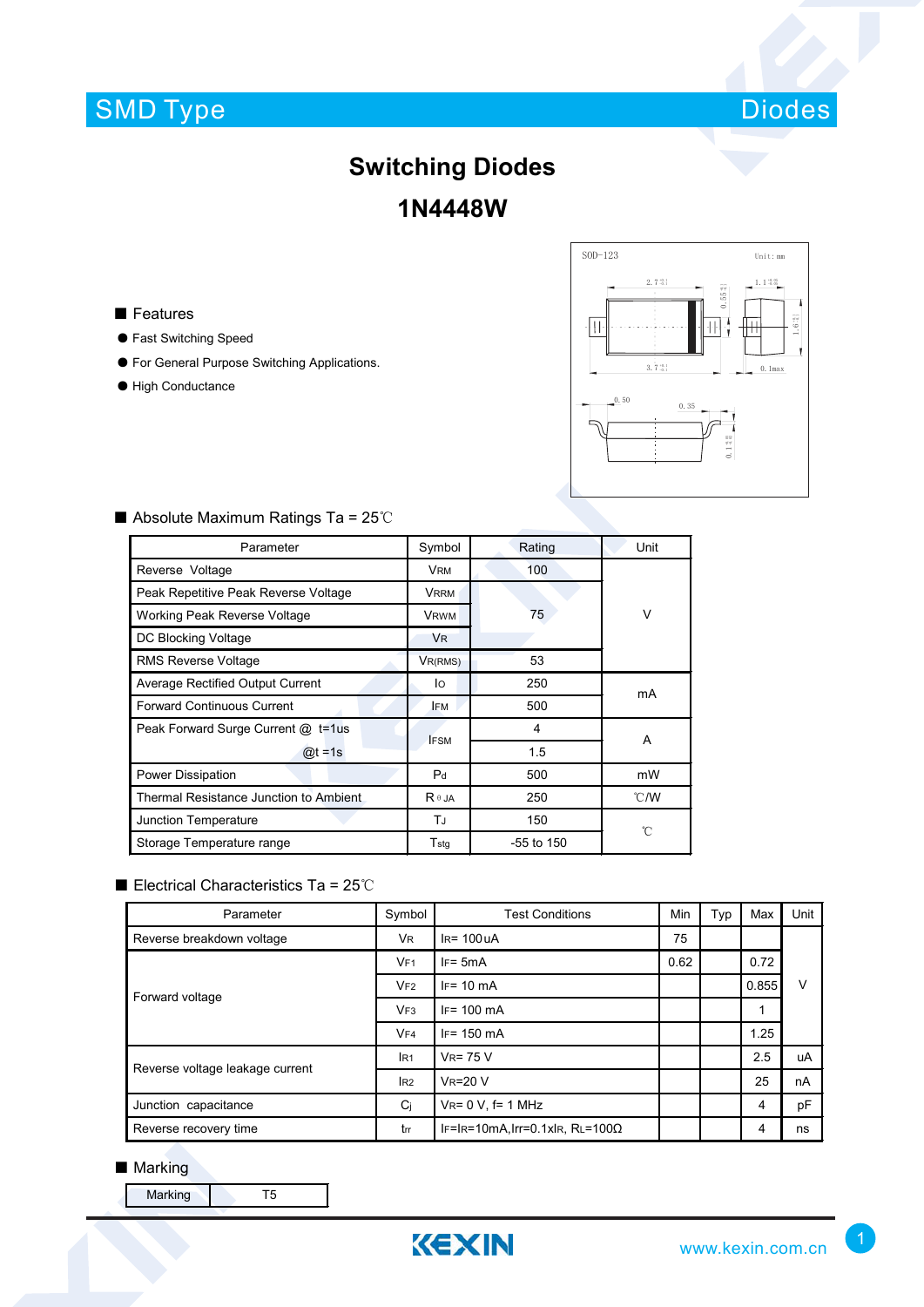SMD Type Diodes

# Switching Diodes

# 1N4448W

## ■ Features

- Fast Switching Speed
- For General Purpose Switching Applications.
- High Conductance

SOD-123 Unit: mm

## ■ Absolute Maximum Ratings Ta = 25℃

| Parameter | Symbol | Rating | Unit |
|---|---|---|---|
| Reverse Voltage | $V_{RM}$ | 100 | V |
| Peak Repetitive Peak Reverse Voltage | $V_{RRM}$ | 75 | V |
| Working Peak Reverse Voltage | $V_{RWM}$ | 75 | V |
| DC Blocking Voltage | $V_R$ | 75 | V |
| RMS Reverse Voltage | $V_{R(RMS)}$ | 53 | V |
| Average Rectified Output Current | $I_O$ | 250 | mA |
| Forward Continuous Current | $I_{FM}$ | 500 | mA |
| Peak Forward Surge Current @ t=1us | $I_{FSM}$ | 4 | A |
| @t =1s | $I_{FSM}$ | 1.5 | A |
| Power Dissipation | $P_d$ | 500 | mW |
| Thermal Resistance Junction to Ambient | $R_{\theta JA}$ | 250 | ℃/W |
| Junction Temperature | $T_J$ | 150 | ℃ |
| Storage Temperature range | $T_{stg}$ | -55 to 150 | ℃ |

## ■ Electrical Characteristics Ta = 25℃

| Parameter | Symbol | Test Conditions | Min | Typ | Max | Unit |
|---|---|---|---|---|---|---|
| Reverse breakdown voltage | $V_R$ | $I_R$= 100uA | 75 | | | V |
| Forward voltage | $V_{F1}$ | $I_F$= 5mA | 0.62 | | 0.72 | V |
| | $V_{F2}$ | $I_F$= 10 mA | | | 0.855 | V |
| | $V_{F3}$ | $I_F$= 100 mA | | | 1 | V |
| | $V_{F4}$ | $I_F$= 150 mA | | | 1.25 | V |
| Reverse voltage leakage current | $I_{R1}$ | $V_R$= 75 V | | | 2.5 | uA |
| | $I_{R2}$ | $V_R$=20 V | | | 25 | nA |
| Junction capacitance | $C_j$ | $V_R$= 0 V, f= 1 MHz | | | 4 | pF |
| Reverse recovery time | $t_{rr}$ | $I_F$=$I_R$=10mA,Irr=0.1x$I_R$, $R_L$=100Ω | | | 4 | ns |

## ■ Marking

| Marking | T5 |
|---|---|

www.kexin.com.cn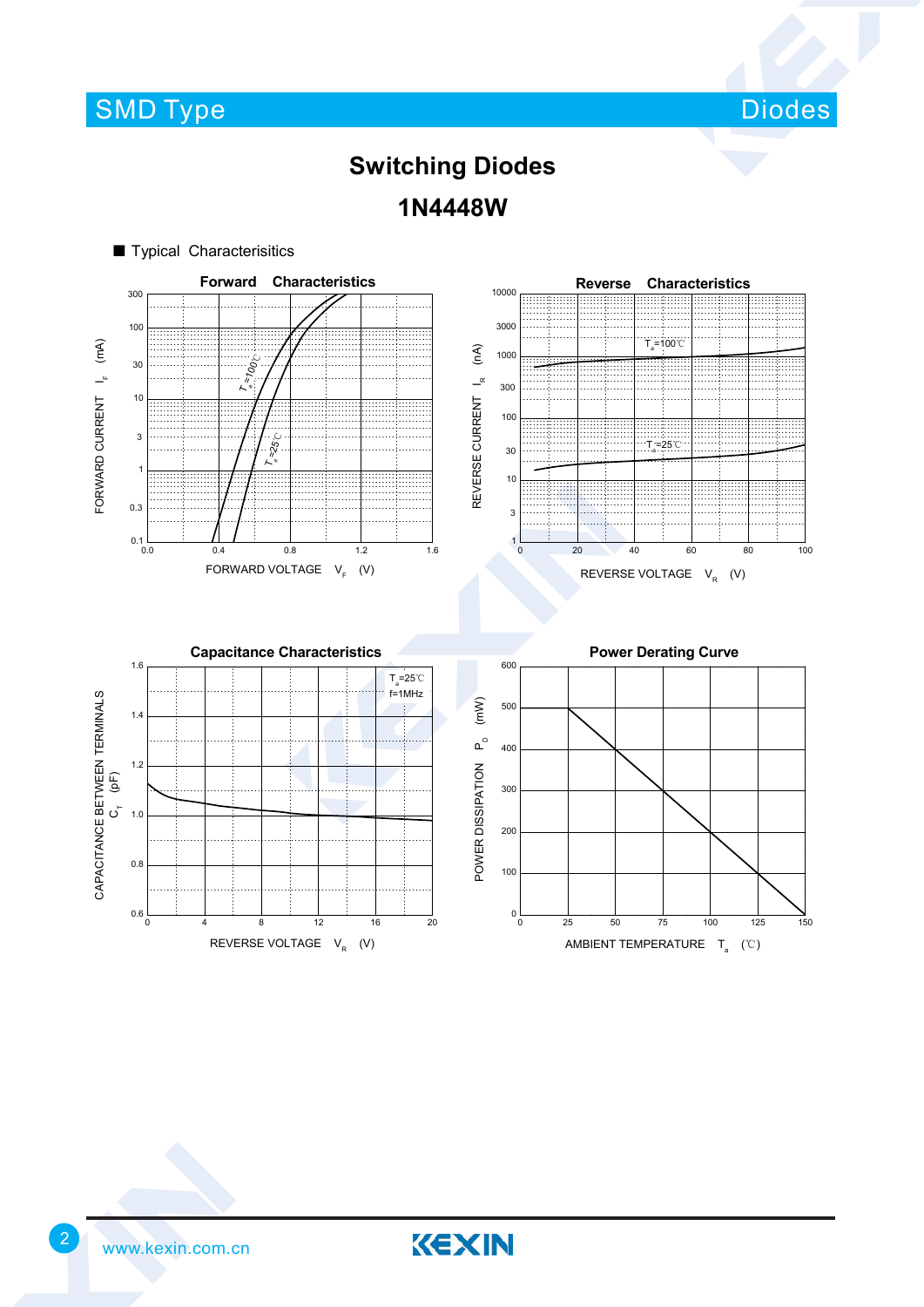# Switching Diodes

## 1N4448W

■ Typical Characterisitics

**Forward Characteristics**

FORWARD CURRENT $I_F$ (mA)

300
100
30
10
3
1
0.3
0.1

0.0
0.4
0.8
1.2
1.6

FORWARD VOLTAGE $V_F$ (V)

$T_a$=100℃

$T_a$=25℃

**Reverse Characteristics**

REVERSE CURRENT $I_R$ (nA)

10000
3000
1000
300
100
30
10
3
1

0
20
40
60
80
100

REVERSE VOLTAGE $V_R$ (V)

$T_a$=100℃

$T_a$=25℃

**Capacitance Characteristics**

CAPACITANCE BETWEEN TERMINALS $C_T$ (pF)

1.6
1.4
1.2
1.0
0.8
0.6

0
4
8
12
16
20

REVERSE VOLTAGE $V_R$ (V)

$T_a$=25℃
f=1MHz

**Power Derating Curve**

POWER DISSIPATION $P_D$ (mW)

600
500
400
300
200
100
0

0
25
50
75
100
125
150

AMBIENT TEMPERATURE $T_a$ (℃)